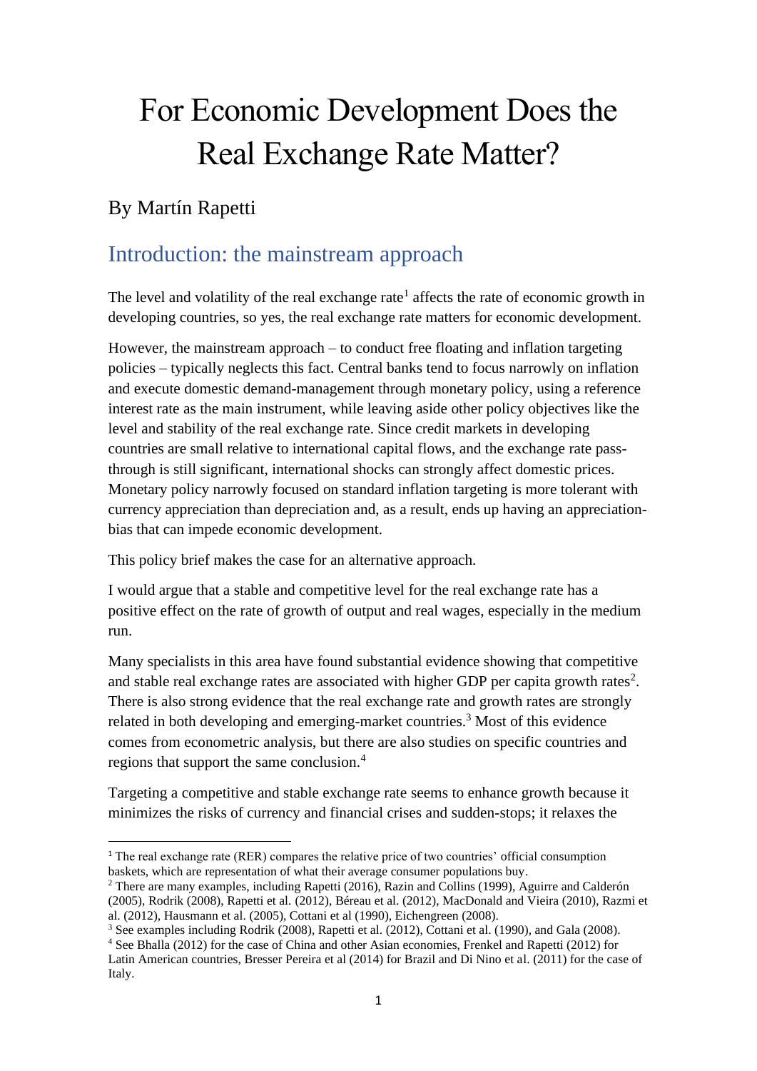# For Economic Development Does the Real Exchange Rate Matter?

## By Martín Rapetti

## Introduction: the mainstream approach

The level and volatility of the real exchange rate[1] affects the rate of economic growth in developing countries, so yes, the real exchange rate matters for economic development.

However, the mainstream approach – to conduct free floating and inflation targeting policies – typically neglects this fact. Central banks tend to focus narrowly on inflation and execute domestic demand-management through monetary policy, using a reference interest rate as the main instrument, while leaving aside other policy objectives like the level and stability of the real exchange rate. Since credit markets in developing countries are small relative to international capital flows, and the exchange rate pass-through is still significant, international shocks can strongly affect domestic prices. Monetary policy narrowly focused on standard inflation targeting is more tolerant with currency appreciation than depreciation and, as a result, ends up having an appreciation-bias that can impede economic development.

This policy brief makes the case for an alternative approach.

I would argue that a stable and competitive level for the real exchange rate has a positive effect on the rate of growth of output and real wages, especially in the medium run.

Many specialists in this area have found substantial evidence showing that competitive and stable real exchange rates are associated with higher GDP per capita growth rates[2]. There is also strong evidence that the real exchange rate and growth rates are strongly related in both developing and emerging-market countries.[3] Most of this evidence comes from econometric analysis, but there are also studies on specific countries and regions that support the same conclusion.[4]

Targeting a competitive and stable exchange rate seems to enhance growth because it minimizes the risks of currency and financial crises and sudden-stops; it relaxes the

---

[1] The real exchange rate (RER) compares the relative price of two countries' official consumption baskets, which are representation of what their average consumer populations buy.

[2] There are many examples, including Rapetti (2016), Razin and Collins (1999), Aguirre and Calderón (2005), Rodrik (2008), Rapetti et al. (2012), Béreau et al. (2012), MacDonald and Vieira (2010), Razmi et al. (2012), Hausmann et al. (2005), Cottani et al (1990), Eichengreen (2008).

[3] See examples including Rodrik (2008), Rapetti et al. (2012), Cottani et al. (1990), and Gala (2008).

[4] See Bhalla (2012) for the case of China and other Asian economies, Frenkel and Rapetti (2012) for Latin American countries, Bresser Pereira et al (2014) for Brazil and Di Nino et al. (2011) for the case of Italy.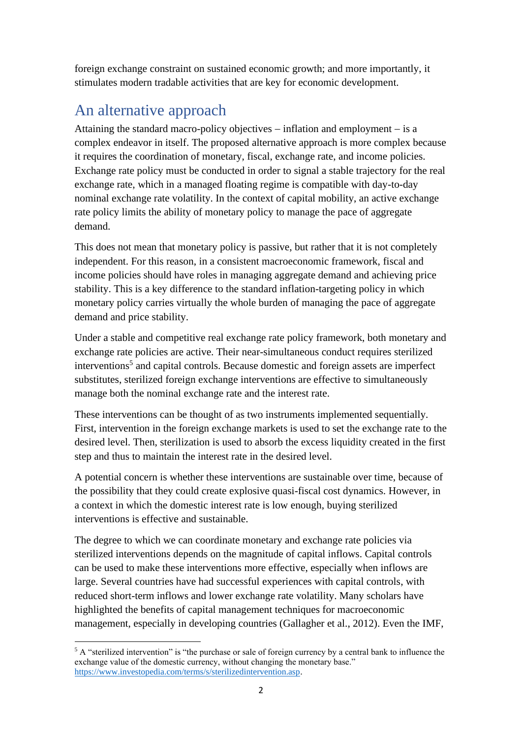foreign exchange constraint on sustained economic growth; and more importantly, it stimulates modern tradable activities that are key for economic development.

## An alternative approach

Attaining the standard macro-policy objectives – inflation and employment – is a complex endeavor in itself. The proposed alternative approach is more complex because it requires the coordination of monetary, fiscal, exchange rate, and income policies. Exchange rate policy must be conducted in order to signal a stable trajectory for the real exchange rate, which in a managed floating regime is compatible with day-to-day nominal exchange rate volatility. In the context of capital mobility, an active exchange rate policy limits the ability of monetary policy to manage the pace of aggregate demand.

This does not mean that monetary policy is passive, but rather that it is not completely independent. For this reason, in a consistent macroeconomic framework, fiscal and income policies should have roles in managing aggregate demand and achieving price stability. This is a key difference to the standard inflation-targeting policy in which monetary policy carries virtually the whole burden of managing the pace of aggregate demand and price stability.

Under a stable and competitive real exchange rate policy framework, both monetary and exchange rate policies are active. Their near-simultaneous conduct requires sterilized interventions[5] and capital controls. Because domestic and foreign assets are imperfect substitutes, sterilized foreign exchange interventions are effective to simultaneously manage both the nominal exchange rate and the interest rate.

These interventions can be thought of as two instruments implemented sequentially. First, intervention in the foreign exchange markets is used to set the exchange rate to the desired level. Then, sterilization is used to absorb the excess liquidity created in the first step and thus to maintain the interest rate in the desired level.

A potential concern is whether these interventions are sustainable over time, because of the possibility that they could create explosive quasi-fiscal cost dynamics. However, in a context in which the domestic interest rate is low enough, buying sterilized interventions is effective and sustainable.

The degree to which we can coordinate monetary and exchange rate policies via sterilized interventions depends on the magnitude of capital inflows. Capital controls can be used to make these interventions more effective, especially when inflows are large. Several countries have had successful experiences with capital controls, with reduced short-term inflows and lower exchange rate volatility. Many scholars have highlighted the benefits of capital management techniques for macroeconomic management, especially in developing countries (Gallagher et al., 2012). Even the IMF,

---

[5] A "sterilized intervention" is "the purchase or sale of foreign currency by a central bank to influence the exchange value of the domestic currency, without changing the monetary base." https://www.investopedia.com/terms/s/sterilizedintervention.asp.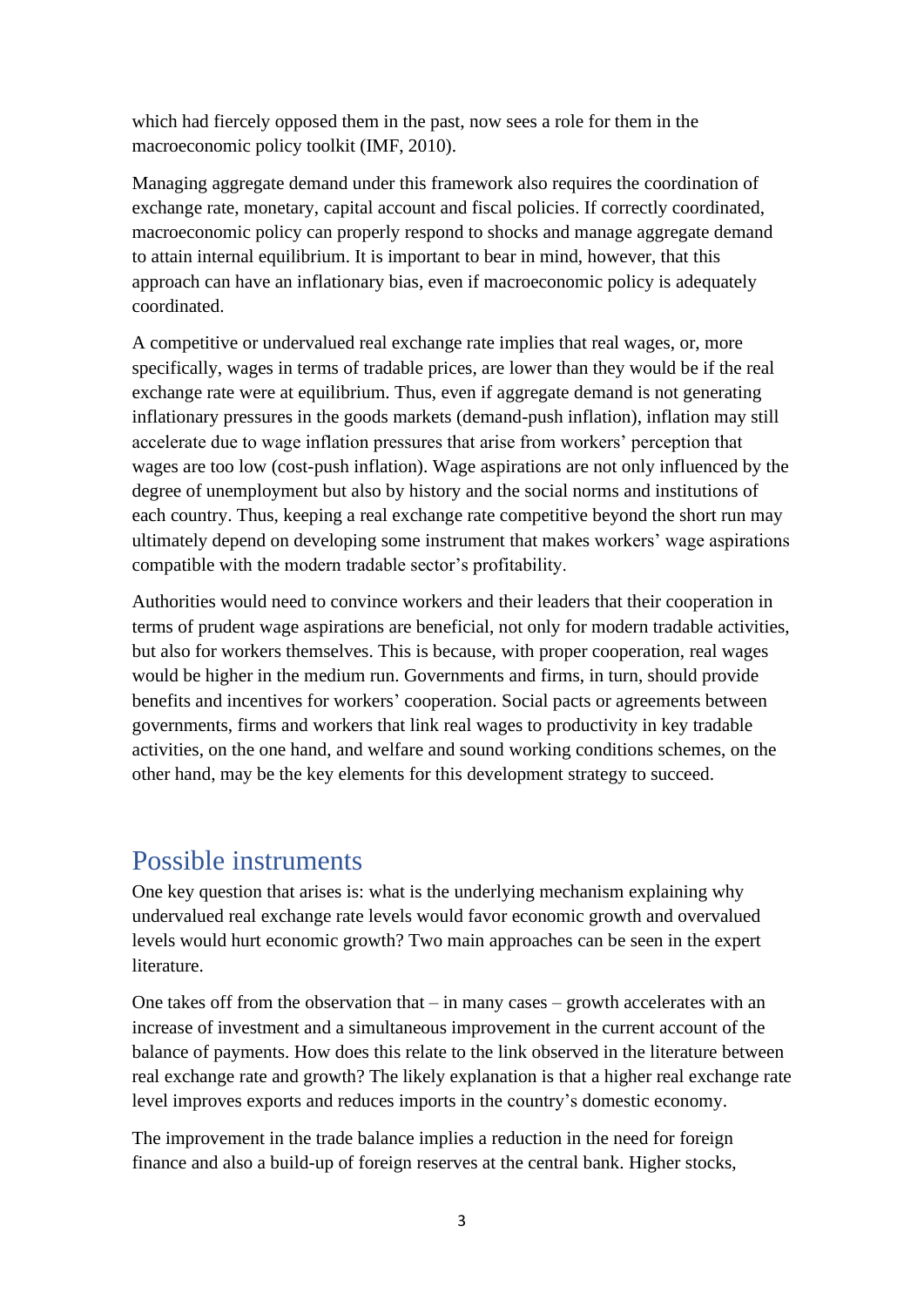which had fiercely opposed them in the past, now sees a role for them in the macroeconomic policy toolkit (IMF, 2010).

Managing aggregate demand under this framework also requires the coordination of exchange rate, monetary, capital account and fiscal policies. If correctly coordinated, macroeconomic policy can properly respond to shocks and manage aggregate demand to attain internal equilibrium. It is important to bear in mind, however, that this approach can have an inflationary bias, even if macroeconomic policy is adequately coordinated.

A competitive or undervalued real exchange rate implies that real wages, or, more specifically, wages in terms of tradable prices, are lower than they would be if the real exchange rate were at equilibrium. Thus, even if aggregate demand is not generating inflationary pressures in the goods markets (demand-push inflation), inflation may still accelerate due to wage inflation pressures that arise from workers' perception that wages are too low (cost-push inflation). Wage aspirations are not only influenced by the degree of unemployment but also by history and the social norms and institutions of each country. Thus, keeping a real exchange rate competitive beyond the short run may ultimately depend on developing some instrument that makes workers' wage aspirations compatible with the modern tradable sector's profitability.

Authorities would need to convince workers and their leaders that their cooperation in terms of prudent wage aspirations are beneficial, not only for modern tradable activities, but also for workers themselves. This is because, with proper cooperation, real wages would be higher in the medium run. Governments and firms, in turn, should provide benefits and incentives for workers' cooperation. Social pacts or agreements between governments, firms and workers that link real wages to productivity in key tradable activities, on the one hand, and welfare and sound working conditions schemes, on the other hand, may be the key elements for this development strategy to succeed.

## Possible instruments

One key question that arises is: what is the underlying mechanism explaining why undervalued real exchange rate levels would favor economic growth and overvalued levels would hurt economic growth? Two main approaches can be seen in the expert literature.

One takes off from the observation that – in many cases – growth accelerates with an increase of investment and a simultaneous improvement in the current account of the balance of payments. How does this relate to the link observed in the literature between real exchange rate and growth? The likely explanation is that a higher real exchange rate level improves exports and reduces imports in the country's domestic economy.

The improvement in the trade balance implies a reduction in the need for foreign finance and also a build-up of foreign reserves at the central bank. Higher stocks,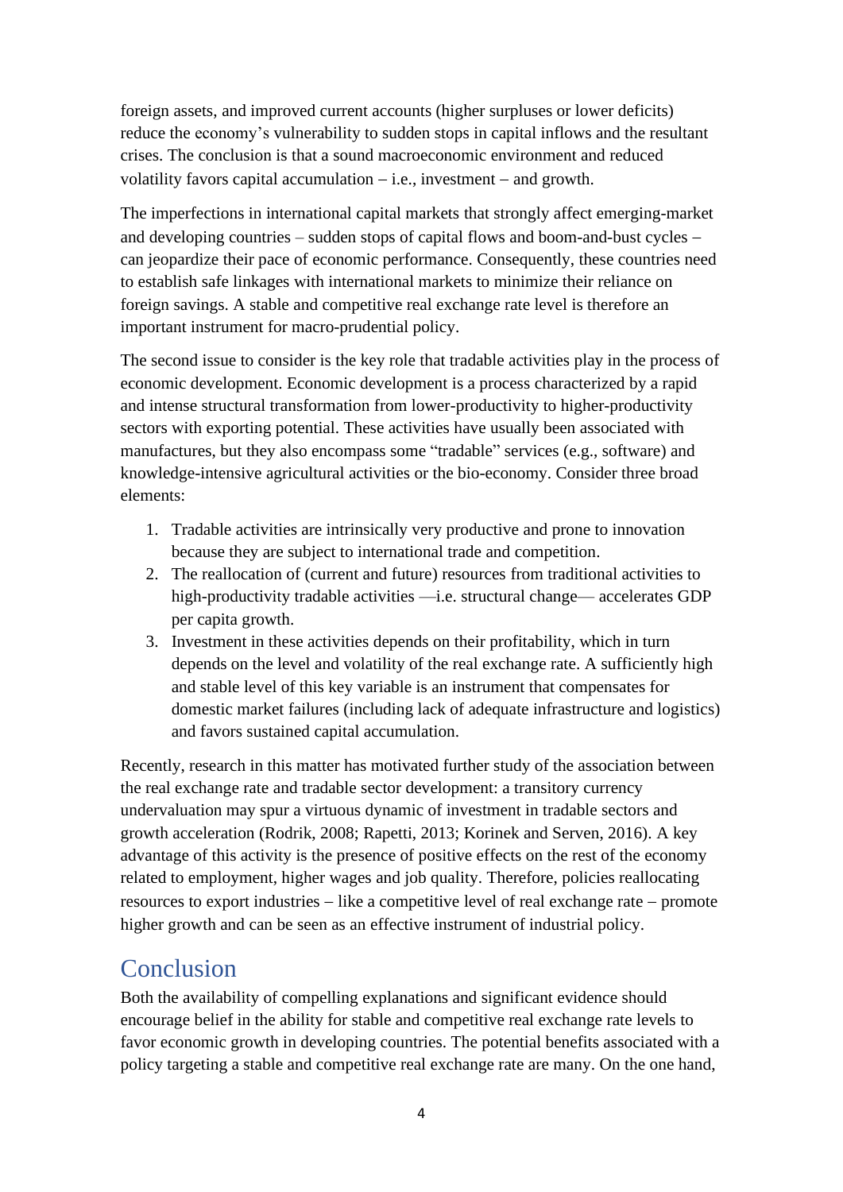foreign assets, and improved current accounts (higher surpluses or lower deficits) reduce the economy's vulnerability to sudden stops in capital inflows and the resultant crises. The conclusion is that a sound macroeconomic environment and reduced volatility favors capital accumulation – i.e., investment – and growth.

The imperfections in international capital markets that strongly affect emerging-market and developing countries – sudden stops of capital flows and boom-and-bust cycles – can jeopardize their pace of economic performance. Consequently, these countries need to establish safe linkages with international markets to minimize their reliance on foreign savings. A stable and competitive real exchange rate level is therefore an important instrument for macro-prudential policy.

The second issue to consider is the key role that tradable activities play in the process of economic development. Economic development is a process characterized by a rapid and intense structural transformation from lower-productivity to higher-productivity sectors with exporting potential. These activities have usually been associated with manufactures, but they also encompass some "tradable" services (e.g., software) and knowledge-intensive agricultural activities or the bio-economy. Consider three broad elements:

1. Tradable activities are intrinsically very productive and prone to innovation because they are subject to international trade and competition.
2. The reallocation of (current and future) resources from traditional activities to high-productivity tradable activities —i.e. structural change— accelerates GDP per capita growth.
3. Investment in these activities depends on their profitability, which in turn depends on the level and volatility of the real exchange rate. A sufficiently high and stable level of this key variable is an instrument that compensates for domestic market failures (including lack of adequate infrastructure and logistics) and favors sustained capital accumulation.

Recently, research in this matter has motivated further study of the association between the real exchange rate and tradable sector development: a transitory currency undervaluation may spur a virtuous dynamic of investment in tradable sectors and growth acceleration (Rodrik, 2008; Rapetti, 2013; Korinek and Serven, 2016). A key advantage of this activity is the presence of positive effects on the rest of the economy related to employment, higher wages and job quality. Therefore, policies reallocating resources to export industries – like a competitive level of real exchange rate – promote higher growth and can be seen as an effective instrument of industrial policy.

# Conclusion

Both the availability of compelling explanations and significant evidence should encourage belief in the ability for stable and competitive real exchange rate levels to favor economic growth in developing countries. The potential benefits associated with a policy targeting a stable and competitive real exchange rate are many. On the one hand,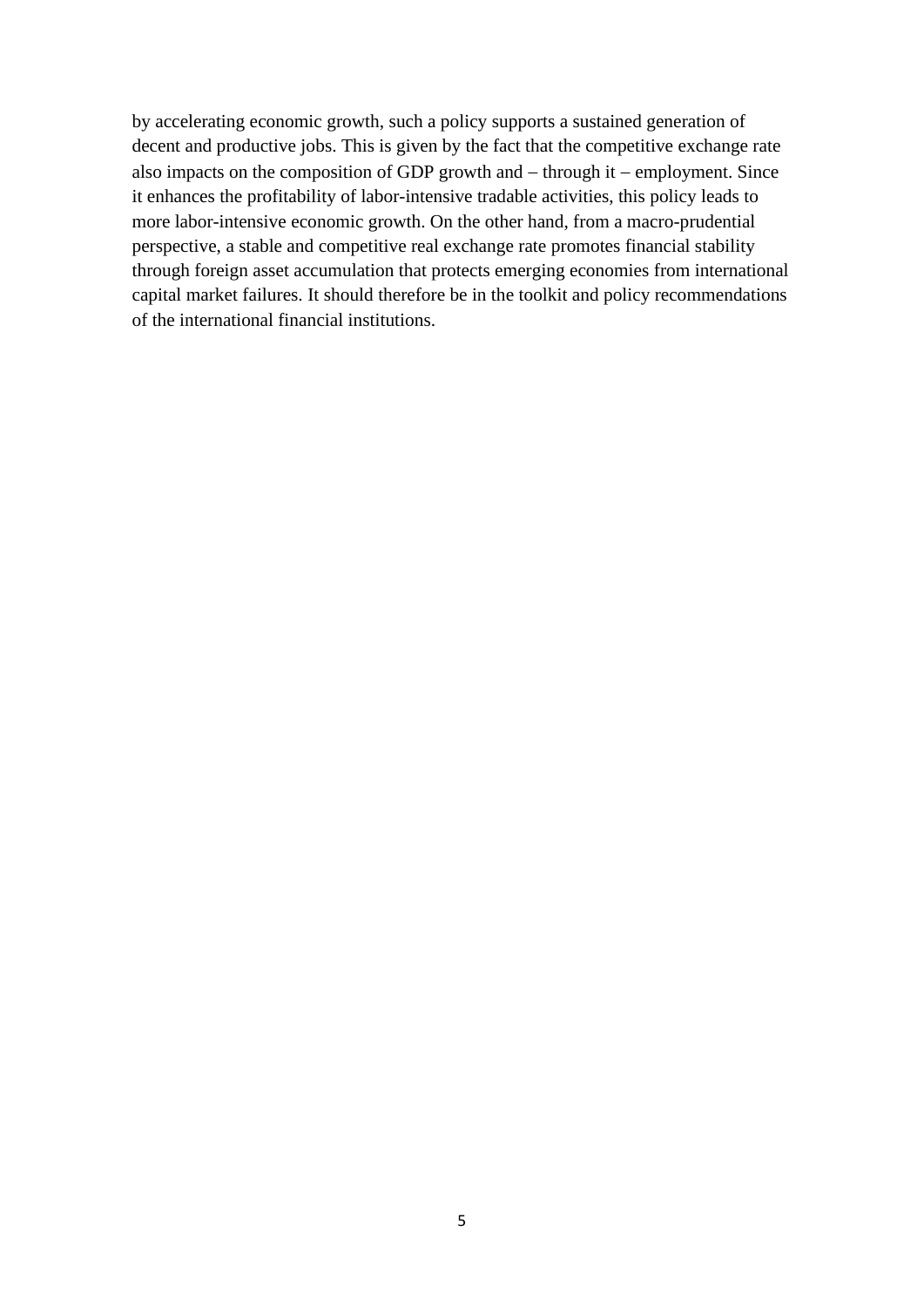by accelerating economic growth, such a policy supports a sustained generation of decent and productive jobs. This is given by the fact that the competitive exchange rate also impacts on the composition of GDP growth and – through it – employment. Since it enhances the profitability of labor-intensive tradable activities, this policy leads to more labor-intensive economic growth. On the other hand, from a macro-prudential perspective, a stable and competitive real exchange rate promotes financial stability through foreign asset accumulation that protects emerging economies from international capital market failures. It should therefore be in the toolkit and policy recommendations of the international financial institutions.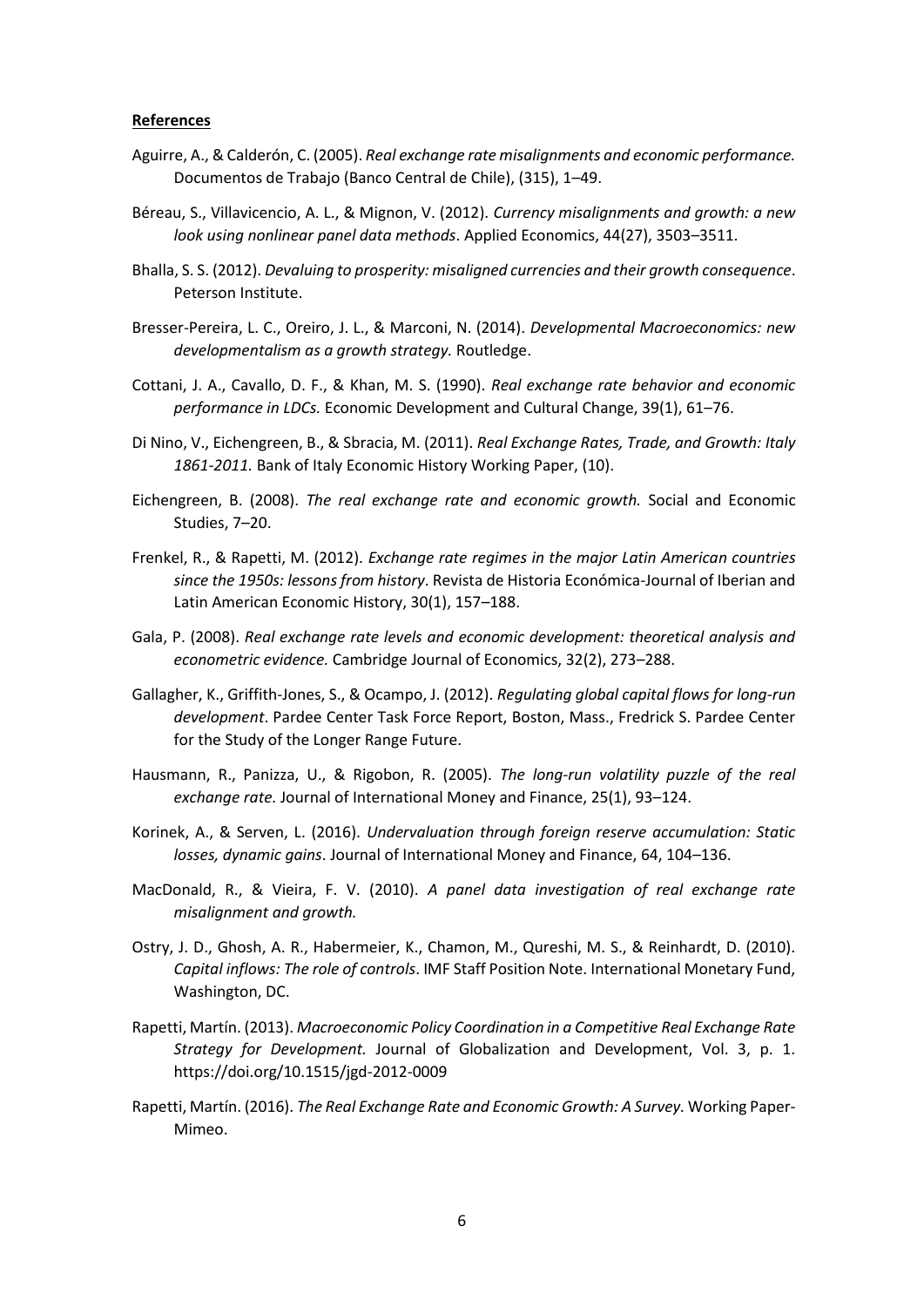**References**

Aguirre, A., & Calderón, C. (2005). *Real exchange rate misalignments and economic performance.* Documentos de Trabajo (Banco Central de Chile), (315), 1–49.

Béreau, S., Villavicencio, A. L., & Mignon, V. (2012). *Currency misalignments and growth: a new look using nonlinear panel data methods*. Applied Economics, 44(27), 3503–3511.

Bhalla, S. S. (2012). *Devaluing to prosperity: misaligned currencies and their growth consequence*. Peterson Institute.

Bresser-Pereira, L. C., Oreiro, J. L., & Marconi, N. (2014). *Developmental Macroeconomics: new developmentalism as a growth strategy.* Routledge.

Cottani, J. A., Cavallo, D. F., & Khan, M. S. (1990). *Real exchange rate behavior and economic performance in LDCs.* Economic Development and Cultural Change, 39(1), 61–76.

Di Nino, V., Eichengreen, B., & Sbracia, M. (2011). *Real Exchange Rates, Trade, and Growth: Italy 1861-2011.* Bank of Italy Economic History Working Paper, (10).

Eichengreen, B. (2008). *The real exchange rate and economic growth.* Social and Economic Studies, 7–20.

Frenkel, R., & Rapetti, M. (2012). *Exchange rate regimes in the major Latin American countries since the 1950s: lessons from history*. Revista de Historia Económica-Journal of Iberian and Latin American Economic History, 30(1), 157–188.

Gala, P. (2008). *Real exchange rate levels and economic development: theoretical analysis and econometric evidence.* Cambridge Journal of Economics, 32(2), 273–288.

Gallagher, K., Griffith-Jones, S., & Ocampo, J. (2012). *Regulating global capital flows for long-run development*. Pardee Center Task Force Report, Boston, Mass., Fredrick S. Pardee Center for the Study of the Longer Range Future.

Hausmann, R., Panizza, U., & Rigobon, R. (2005). *The long-run volatility puzzle of the real exchange rate.* Journal of International Money and Finance, 25(1), 93–124.

Korinek, A., & Serven, L. (2016). *Undervaluation through foreign reserve accumulation: Static losses, dynamic gains*. Journal of International Money and Finance, 64, 104–136.

MacDonald, R., & Vieira, F. V. (2010). *A panel data investigation of real exchange rate misalignment and growth.*

Ostry, J. D., Ghosh, A. R., Habermeier, K., Chamon, M., Qureshi, M. S., & Reinhardt, D. (2010). *Capital inflows: The role of controls*. IMF Staff Position Note. International Monetary Fund, Washington, DC.

Rapetti, Martín. (2013). *Macroeconomic Policy Coordination in a Competitive Real Exchange Rate Strategy for Development.* Journal of Globalization and Development, Vol. 3, p. 1. https://doi.org/10.1515/jgd-2012-0009

Rapetti, Martín. (2016). *The Real Exchange Rate and Economic Growth: A Survey*. Working Paper-Mimeo.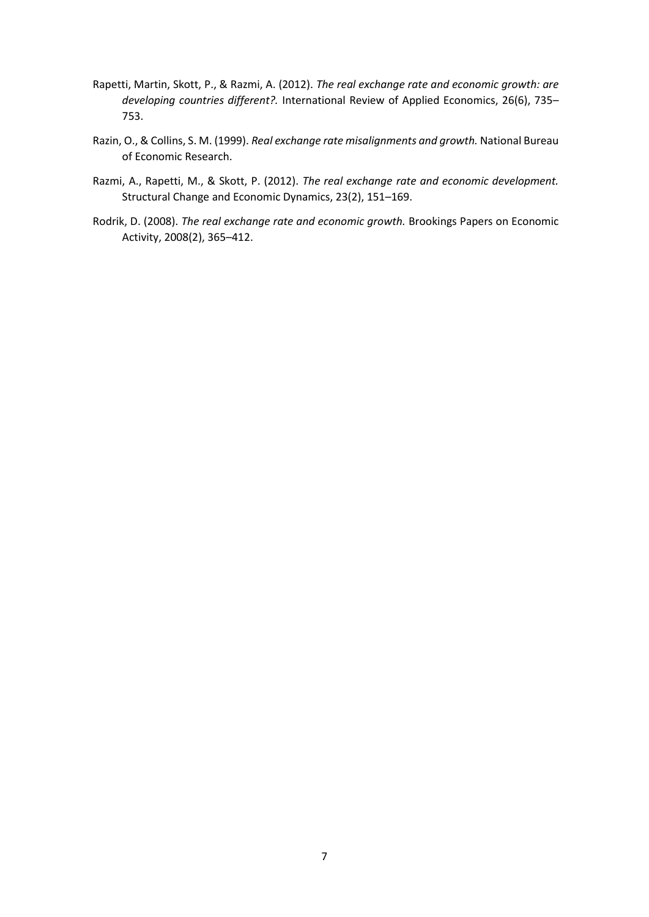Rapetti, Martin, Skott, P., & Razmi, A. (2012). *The real exchange rate and economic growth: are developing countries different?.* International Review of Applied Economics, 26(6), 735–753.

Razin, O., & Collins, S. M. (1999). *Real exchange rate misalignments and growth.* National Bureau of Economic Research.

Razmi, A., Rapetti, M., & Skott, P. (2012). *The real exchange rate and economic development.* Structural Change and Economic Dynamics, 23(2), 151–169.

Rodrik, D. (2008). *The real exchange rate and economic growth.* Brookings Papers on Economic Activity, 2008(2), 365–412.